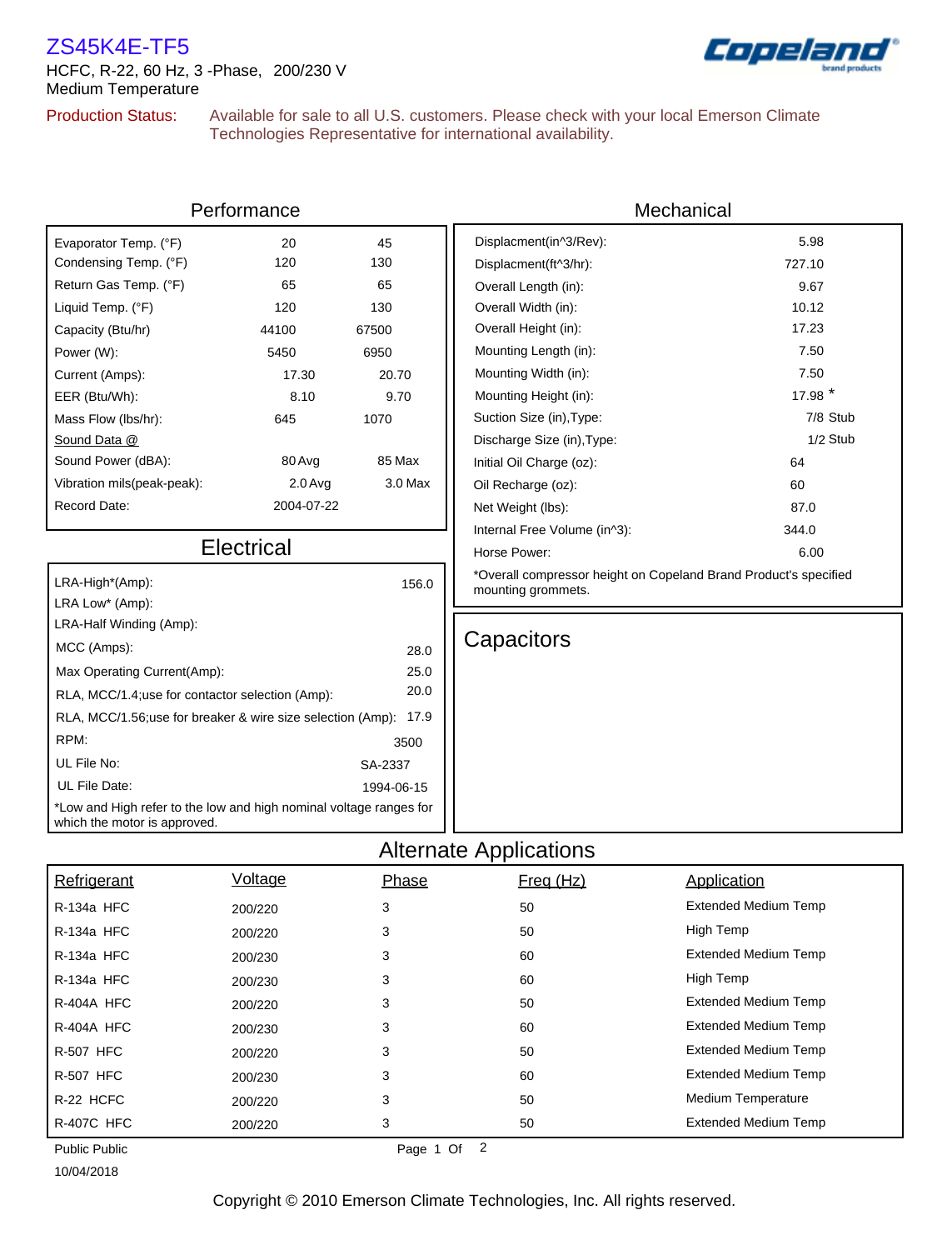# ZS45K4E-TF5

HCFC, R-22, 60 Hz, 3 -Phase, 200/230 V

Medium Temperature

**Production Status:** Available for sale to all U.S. customers. Please check with your local Emerson Climate Technologies Representative for international availability.

## Performance

| | | |
|---|---|---|
| Evaporator Temp. (°F) | 20 | 45 |
| Condensing Temp. (°F) | 120 | 130 |
| Return Gas Temp. (°F) | 65 | 65 |
| Liquid Temp. (°F) | 120 | 130 |
| Capacity (Btu/hr) | 44100 | 67500 |
| Power (W): | 5450 | 6950 |
| Current (Amps): | 17.30 | 20.70 |
| EER (Btu/Wh): | 8.10 | 9.70 |
| Mass Flow (lbs/hr): | 645 | 1070 |
| Sound Data @ | | |
| Sound Power (dBA): | 80 Avg | 85 Max |
| Vibration mils(peak-peak): | 2.0 Avg | 3.0 Max |
| Record Date: | 2004-07-22 | |

## Mechanical

| | |
|---|---|
| Displacment(in^3/Rev): | 5.98 |
| Displacment(ft^3/hr): | 727.10 |
| Overall Length (in): | 9.67 |
| Overall Width (in): | 10.12 |
| Overall Height (in): | 17.23 |
| Mounting Length (in): | 7.50 |
| Mounting Width (in): | 7.50 |
| Mounting Height (in): | 17.98 * |
| Suction Size (in),Type: | 7/8 Stub |
| Discharge Size (in),Type: | 1/2 Stub |
| Initial Oil Charge (oz): | 64 |
| Oil Recharge (oz): | 60 |
| Net Weight (lbs): | 87.0 |
| Internal Free Volume (in^3): | 344.0 |
| Horse Power: | 6.00 |

*Overall compressor height on Copeland Brand Product's specified mounting grommets.

## Electrical

| | |
|---|---|
| LRA-High*(Amp): | 156.0 |
| LRA Low* (Amp): | |
| LRA-Half Winding (Amp): | |
| MCC (Amps): | 28.0 |
| Max Operating Current(Amp): | 25.0 |
| RLA, MCC/1.4;use for contactor selection (Amp): | 20.0 |
| RLA, MCC/1.56;use for breaker & wire size selection (Amp): | 17.9 |
| RPM: | 3500 |
| UL File No: | SA-2337 |
| UL File Date: | 1994-06-15 |

*Low and High refer to the low and high nominal voltage ranges for which the motor is approved.

## Capacitors

## Alternate Applications

| Refrigerant | Voltage | Phase | Freq (Hz) | Application |
|---|---|---|---|---|
| R-134a HFC | 200/220 | 3 | 50 | Extended Medium Temp |
| R-134a HFC | 200/220 | 3 | 50 | High Temp |
| R-134a HFC | 200/230 | 3 | 60 | Extended Medium Temp |
| R-134a HFC | 200/230 | 3 | 60 | High Temp |
| R-404A HFC | 200/220 | 3 | 50 | Extended Medium Temp |
| R-404A HFC | 200/230 | 3 | 60 | Extended Medium Temp |
| R-507 HFC | 200/220 | 3 | 50 | Extended Medium Temp |
| R-507 HFC | 200/230 | 3 | 60 | Extended Medium Temp |
| R-22 HCFC | 200/220 | 3 | 50 | Medium Temperature |
| R-407C HFC | 200/220 | 3 | 50 | Extended Medium Temp |

Public Public

10/04/2018

Copyright © 2010 Emerson Climate Technologies, Inc. All rights reserved.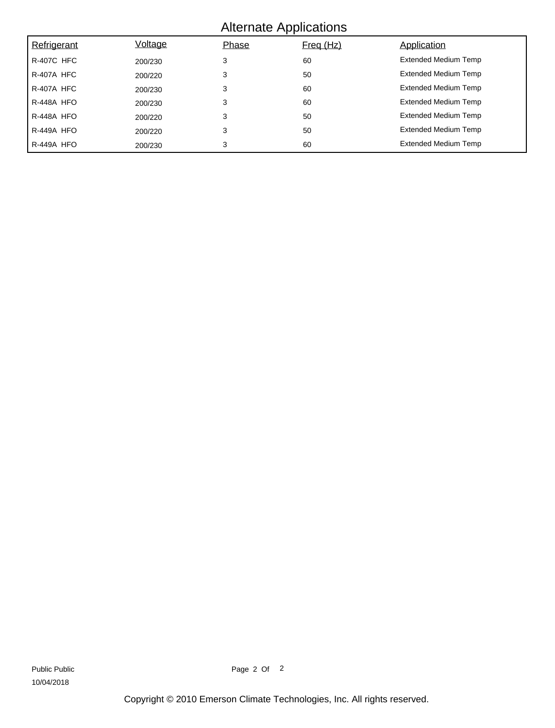## Alternate Applications

| Refrigerant | Voltage | Phase | Freq (Hz) | Application |
|---|---|---|---|---|
| R-407C HFC | 200/230 | 3 | 60 | Extended Medium Temp |
| R-407A HFC | 200/220 | 3 | 50 | Extended Medium Temp |
| R-407A HFC | 200/230 | 3 | 60 | Extended Medium Temp |
| R-448A HFO | 200/230 | 3 | 60 | Extended Medium Temp |
| R-448A HFO | 200/220 | 3 | 50 | Extended Medium Temp |
| R-449A HFO | 200/220 | 3 | 50 | Extended Medium Temp |
| R-449A HFO | 200/230 | 3 | 60 | Extended Medium Temp |

Public Public

10/04/2018

Copyright © 2010 Emerson Climate Technologies, Inc. All rights reserved.